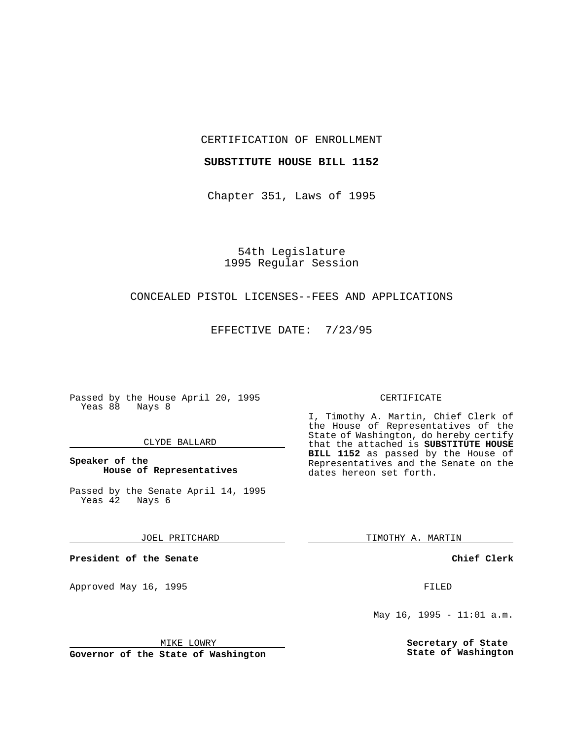CERTIFICATION OF ENROLLMENT

**SUBSTITUTE HOUSE BILL 1152**

Chapter 351, Laws of 1995

54th Legislature
1995 Regular Session

CONCEALED PISTOL LICENSES--FEES AND APPLICATIONS

EFFECTIVE DATE: 7/23/95

Passed by the House April 20, 1995
Yeas 88 Nays 8

CLYDE BALLARD

**Speaker of the House of Representatives**

Passed by the Senate April 14, 1995
Yeas 42 Nays 6

JOEL PRITCHARD

**President of the Senate**

Approved May 16, 1995

MIKE LOWRY

**Governor of the State of Washington**

CERTIFICATE

I, Timothy A. Martin, Chief Clerk of the House of Representatives of the State of Washington, do hereby certify that the attached is **SUBSTITUTE HOUSE BILL 1152** as passed by the House of Representatives and the Senate on the dates hereon set forth.

TIMOTHY A. MARTIN

**Chief Clerk**

FILED

May 16, 1995 - 11:01 a.m.

**Secretary of State State of Washington**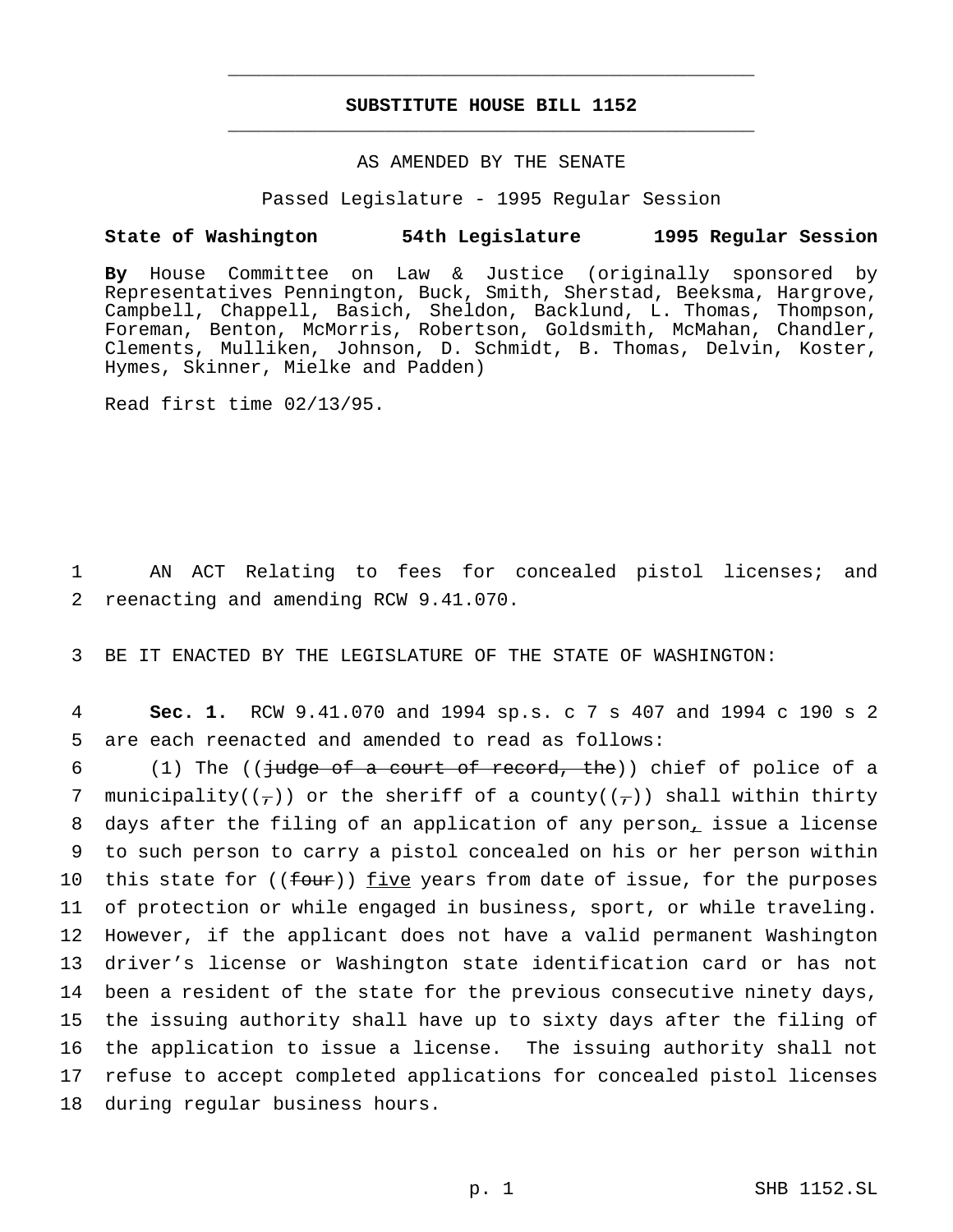## SUBSTITUTE HOUSE BILL 1152

AS AMENDED BY THE SENATE

Passed Legislature - 1995 Regular Session

**State of Washington 54th Legislature 1995 Regular Session**

**By** House Committee on Law & Justice (originally sponsored by Representatives Pennington, Buck, Smith, Sherstad, Beeksma, Hargrove, Campbell, Chappell, Basich, Sheldon, Backlund, L. Thomas, Thompson, Foreman, Benton, McMorris, Robertson, Goldsmith, McMahan, Chandler, Clements, Mulliken, Johnson, D. Schmidt, B. Thomas, Delvin, Koster, Hymes, Skinner, Mielke and Padden)

Read first time 02/13/95.

1 AN ACT Relating to fees for concealed pistol licenses; and
2 reenacting and amending RCW 9.41.070.

3 BE IT ENACTED BY THE LEGISLATURE OF THE STATE OF WASHINGTON:

4 **Sec. 1.** RCW 9.41.070 and 1994 sp.s. c 7 s 407 and 1994 c 190 s 2
5 are each reenacted and amended to read as follows:
6 (1) The ((~~judge of a court of record, the~~)) chief of police of a
7 municipality((~~,~~)) or the sheriff of a county((~~,~~)) shall within thirty
8 days after the filing of an application of any person, issue a license
9 to such person to carry a pistol concealed on his or her person within
10 this state for ((~~four~~)) <u>five</u> years from date of issue, for the purposes
11 of protection or while engaged in business, sport, or while traveling.
12 However, if the applicant does not have a valid permanent Washington
13 driver's license or Washington state identification card or has not
14 been a resident of the state for the previous consecutive ninety days,
15 the issuing authority shall have up to sixty days after the filing of
16 the application to issue a license. The issuing authority shall not
17 refuse to accept completed applications for concealed pistol licenses
18 during regular business hours.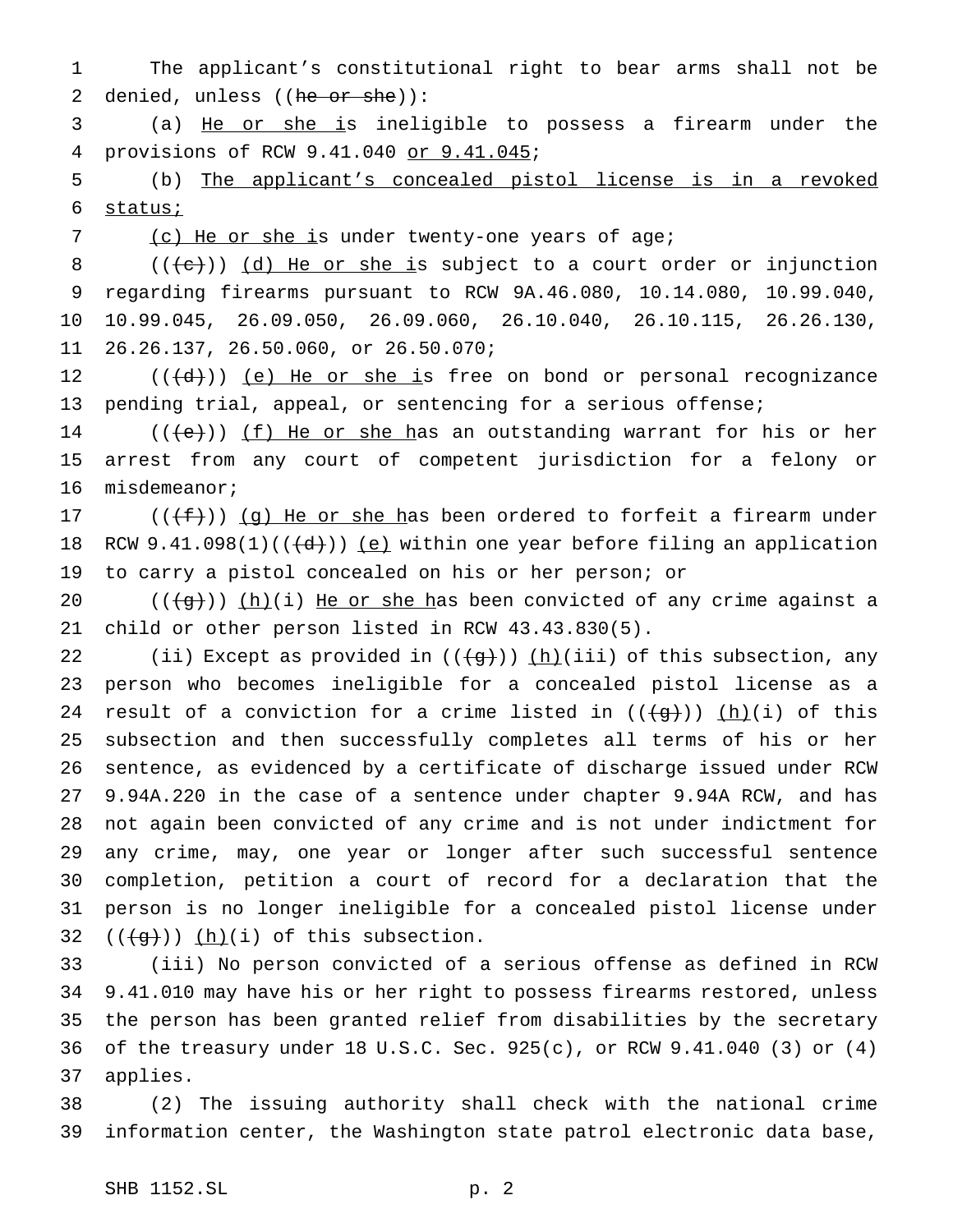The applicant's constitutional right to bear arms shall not be denied, unless ((~~he or she~~)):

(a) He or she is ineligible to possess a firearm under the provisions of RCW 9.41.040 or 9.41.045;

(b) The applicant's concealed pistol license is in a revoked status;

(c) He or she is under twenty-one years of age;

((~~(c)~~)) (d) He or she is subject to a court order or injunction regarding firearms pursuant to RCW 9A.46.080, 10.14.080, 10.99.040, 10.99.045, 26.09.050, 26.09.060, 26.10.040, 26.10.115, 26.26.130, 26.26.137, 26.50.060, or 26.50.070;

((~~(d)~~)) (e) He or she is free on bond or personal recognizance pending trial, appeal, or sentencing for a serious offense;

((~~(e)~~)) (f) He or she has an outstanding warrant for his or her arrest from any court of competent jurisdiction for a felony or misdemeanor;

((~~(f)~~)) (g) He or she has been ordered to forfeit a firearm under RCW 9.41.098(1)((~~(d)~~)) (e) within one year before filing an application to carry a pistol concealed on his or her person; or

((~~(g)~~)) (h)(i) He or she has been convicted of any crime against a child or other person listed in RCW 43.43.830(5).

(ii) Except as provided in ((~~(g)~~)) (h)(iii) of this subsection, any person who becomes ineligible for a concealed pistol license as a result of a conviction for a crime listed in ((~~(g)~~)) (h)(i) of this subsection and then successfully completes all terms of his or her sentence, as evidenced by a certificate of discharge issued under RCW 9.94A.220 in the case of a sentence under chapter 9.94A RCW, and has not again been convicted of any crime and is not under indictment for any crime, may, one year or longer after such successful sentence completion, petition a court of record for a declaration that the person is no longer ineligible for a concealed pistol license under ((~~(g)~~)) (h)(i) of this subsection.

(iii) No person convicted of a serious offense as defined in RCW 9.41.010 may have his or her right to possess firearms restored, unless the person has been granted relief from disabilities by the secretary of the treasury under 18 U.S.C. Sec. 925(c), or RCW 9.41.040 (3) or (4) applies.

(2) The issuing authority shall check with the national crime information center, the Washington state patrol electronic data base,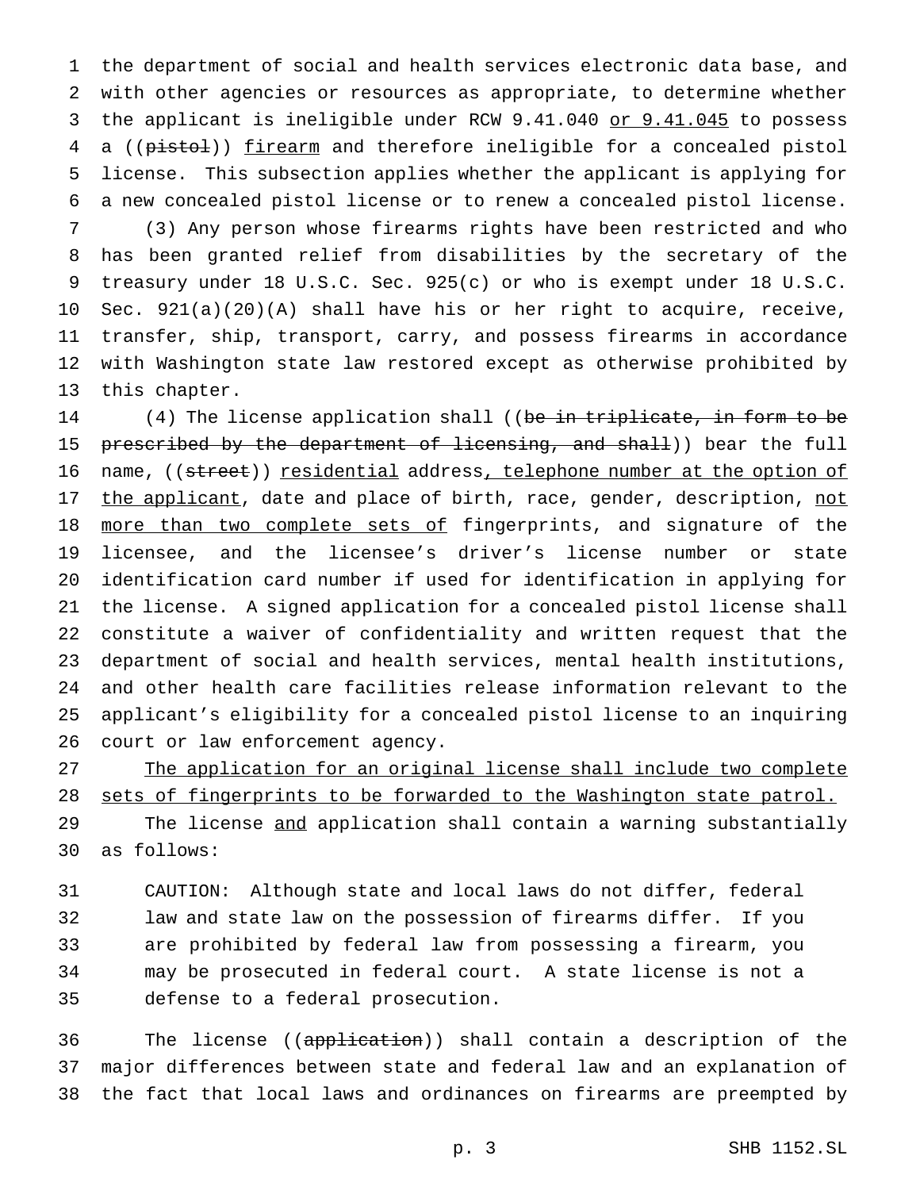the department of social and health services electronic data base, and with other agencies or resources as appropriate, to determine whether the applicant is ineligible under RCW 9.41.040 <u>or 9.41.045</u> to possess a ((~~pistol~~)) <u>firearm</u> and therefore ineligible for a concealed pistol license. This subsection applies whether the applicant is applying for a new concealed pistol license or to renew a concealed pistol license.

(3) Any person whose firearms rights have been restricted and who has been granted relief from disabilities by the secretary of the treasury under 18 U.S.C. Sec. 925(c) or who is exempt under 18 U.S.C. Sec. 921(a)(20)(A) shall have his or her right to acquire, receive, transfer, ship, transport, carry, and possess firearms in accordance with Washington state law restored except as otherwise prohibited by this chapter.

(4) The license application shall ((~~be in triplicate, in form to be prescribed by the department of licensing, and shall~~)) bear the full name, ((~~street~~)) <u>residential</u> address<u>, telephone number at the option of the applicant</u>, date and place of birth, race, gender, description, <u>not more than two complete sets of</u> fingerprints, and signature of the licensee, and the licensee's driver's license number or state identification card number if used for identification in applying for the license. A signed application for a concealed pistol license shall constitute a waiver of confidentiality and written request that the department of social and health services, mental health institutions, and other health care facilities release information relevant to the applicant's eligibility for a concealed pistol license to an inquiring court or law enforcement agency.

<u>The application for an original license shall include two complete sets of fingerprints to be forwarded to the Washington state patrol.</u>

The license <u>and</u> application shall contain a warning substantially as follows:

> CAUTION: Although state and local laws do not differ, federal law and state law on the possession of firearms differ. If you are prohibited by federal law from possessing a firearm, you may be prosecuted in federal court. A state license is not a defense to a federal prosecution.

The license ((~~application~~)) shall contain a description of the major differences between state and federal law and an explanation of the fact that local laws and ordinances on firearms are preempted by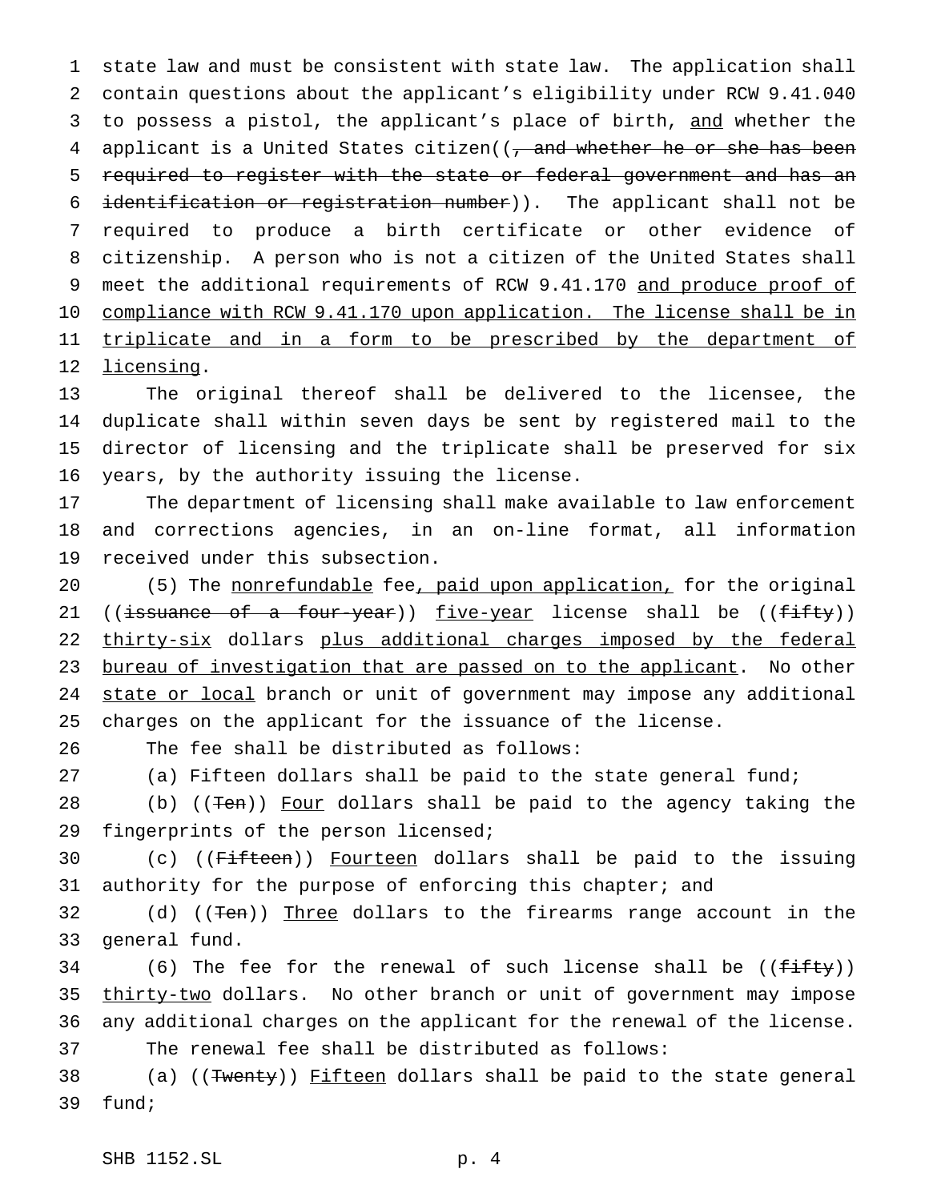state law and must be consistent with state law. The application shall contain questions about the applicant's eligibility under RCW 9.41.040 to possess a pistol, the applicant's place of birth, and whether the applicant is a United States citizen((, and whether he or she has been required to register with the state or federal government and has an identification or registration number)). The applicant shall not be required to produce a birth certificate or other evidence of citizenship. A person who is not a citizen of the United States shall meet the additional requirements of RCW 9.41.170 and produce proof of compliance with RCW 9.41.170 upon application. The license shall be in triplicate and in a form to be prescribed by the department of licensing.

The original thereof shall be delivered to the licensee, the duplicate shall within seven days be sent by registered mail to the director of licensing and the triplicate shall be preserved for six years, by the authority issuing the license.

The department of licensing shall make available to law enforcement and corrections agencies, in an on-line format, all information received under this subsection.

(5) The nonrefundable fee, paid upon application, for the original ((issuance of a four-year)) five-year license shall be ((fifty)) thirty-six dollars plus additional charges imposed by the federal bureau of investigation that are passed on to the applicant. No other state or local branch or unit of government may impose any additional charges on the applicant for the issuance of the license.

The fee shall be distributed as follows:

(a) Fifteen dollars shall be paid to the state general fund;

(b) ((Ten)) Four dollars shall be paid to the agency taking the fingerprints of the person licensed;

(c) ((Fifteen)) Fourteen dollars shall be paid to the issuing authority for the purpose of enforcing this chapter; and

(d) ((Ten)) Three dollars to the firearms range account in the general fund.

(6) The fee for the renewal of such license shall be ((fifty)) thirty-two dollars. No other branch or unit of government may impose any additional charges on the applicant for the renewal of the license.

The renewal fee shall be distributed as follows:

(a) ((Twenty)) Fifteen dollars shall be paid to the state general fund;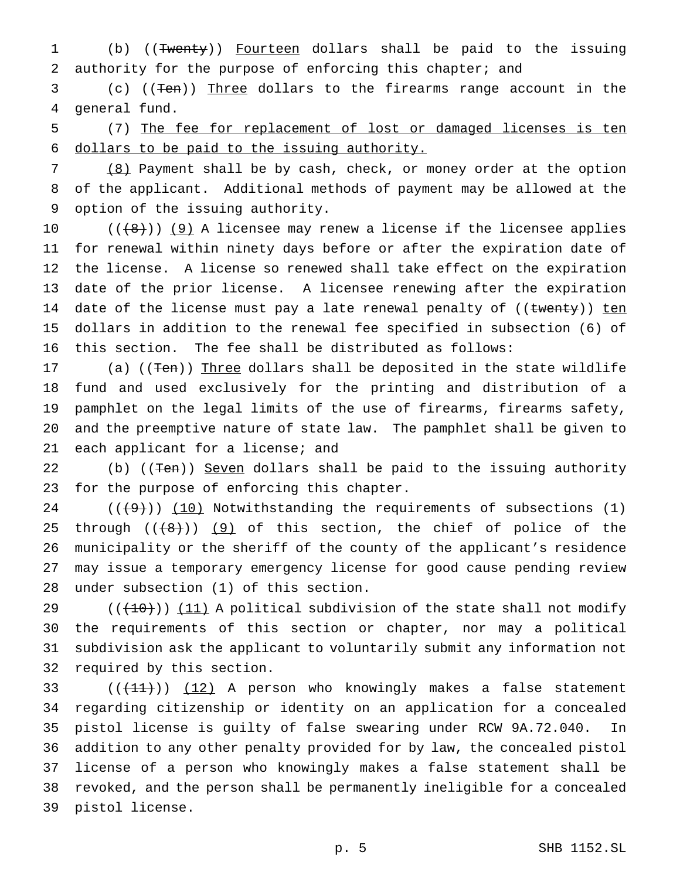(b) ((~~Twenty~~)) Fourteen dollars shall be paid to the issuing authority for the purpose of enforcing this chapter; and

(c) ((~~Ten~~)) Three dollars to the firearms range account in the general fund.

(7) The fee for replacement of lost or damaged licenses is ten dollars to be paid to the issuing authority.

(8) Payment shall be by cash, check, or money order at the option of the applicant. Additional methods of payment may be allowed at the option of the issuing authority.

((~~(8)~~)) (9) A licensee may renew a license if the licensee applies for renewal within ninety days before or after the expiration date of the license. A license so renewed shall take effect on the expiration date of the prior license. A licensee renewing after the expiration date of the license must pay a late renewal penalty of ((~~twenty~~)) ten dollars in addition to the renewal fee specified in subsection (6) of this section. The fee shall be distributed as follows:

(a) ((~~Ten~~)) Three dollars shall be deposited in the state wildlife fund and used exclusively for the printing and distribution of a pamphlet on the legal limits of the use of firearms, firearms safety, and the preemptive nature of state law. The pamphlet shall be given to each applicant for a license; and

(b) ((~~Ten~~)) Seven dollars shall be paid to the issuing authority for the purpose of enforcing this chapter.

((~~(9)~~)) (10) Notwithstanding the requirements of subsections (1) through ((~~(8)~~)) (9) of this section, the chief of police of the municipality or the sheriff of the county of the applicant's residence may issue a temporary emergency license for good cause pending review under subsection (1) of this section.

((~~(10)~~)) (11) A political subdivision of the state shall not modify the requirements of this section or chapter, nor may a political subdivision ask the applicant to voluntarily submit any information not required by this section.

((~~(11)~~)) (12) A person who knowingly makes a false statement regarding citizenship or identity on an application for a concealed pistol license is guilty of false swearing under RCW 9A.72.040. In addition to any other penalty provided for by law, the concealed pistol license of a person who knowingly makes a false statement shall be revoked, and the person shall be permanently ineligible for a concealed pistol license.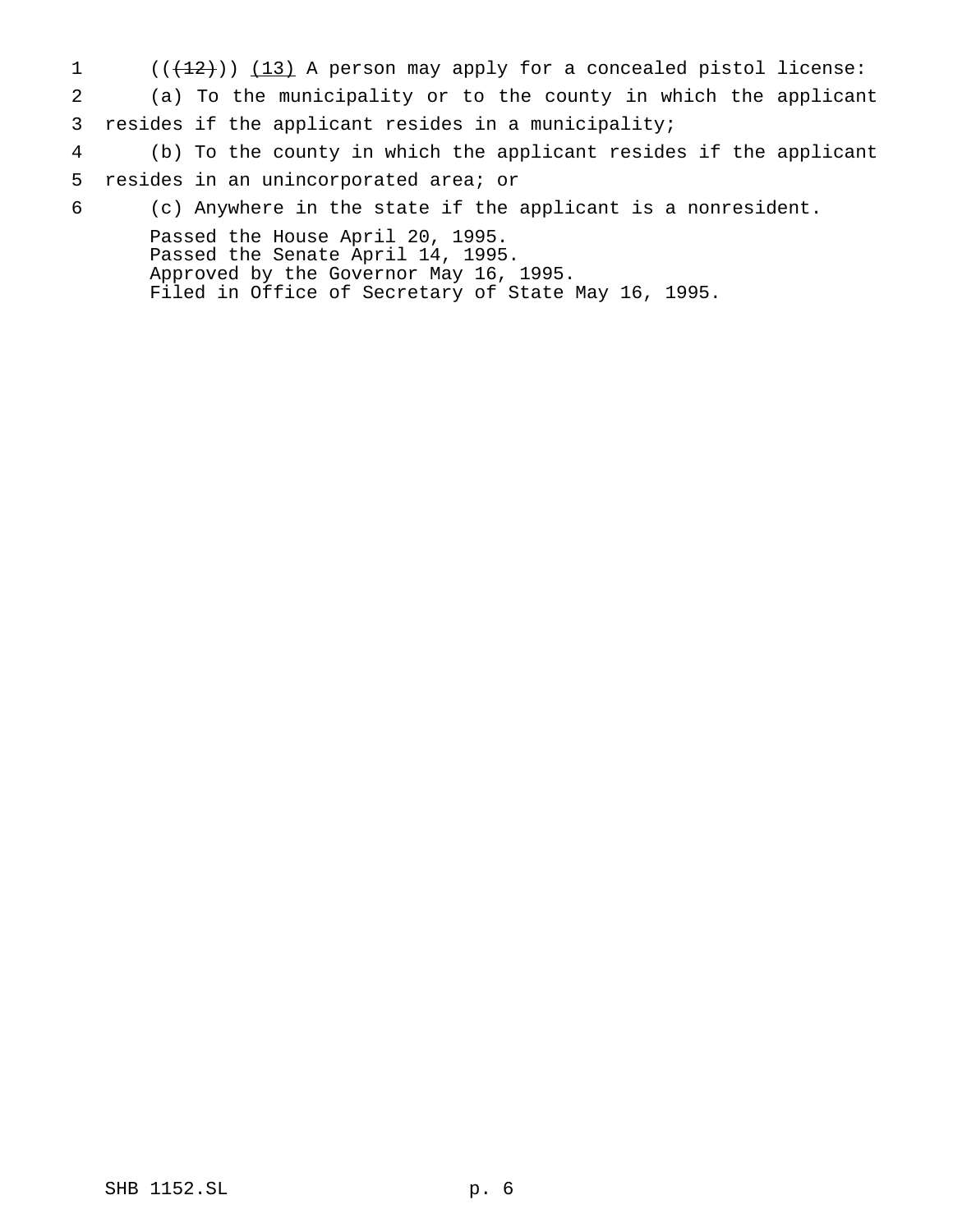(((12))) (13) A person may apply for a concealed pistol license:

(a) To the municipality or to the county in which the applicant resides if the applicant resides in a municipality;

(b) To the county in which the applicant resides if the applicant resides in an unincorporated area; or

(c) Anywhere in the state if the applicant is a nonresident.

Passed the House April 20, 1995.
Passed the Senate April 14, 1995.
Approved by the Governor May 16, 1995.
Filed in Office of Secretary of State May 16, 1995.